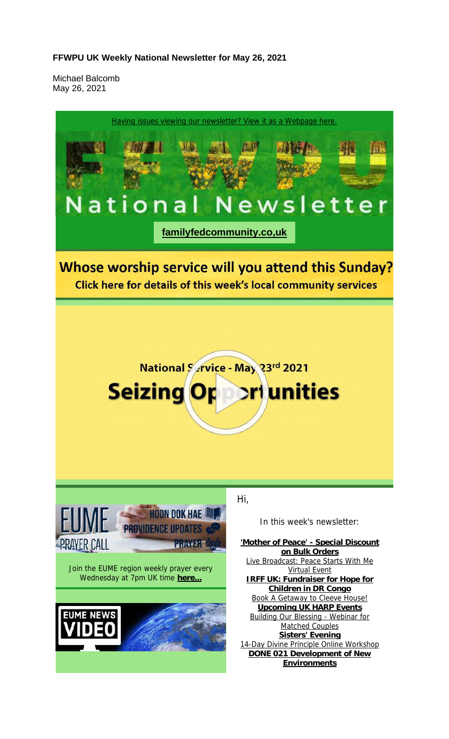**FFWPU UK Weekly National Newsletter for May 26, 2021**

Michael Balcomb
May 26, 2021

Having issues viewing our newsletter? View it as a Webpage here.

# National Newsletter

**familyfedcommunity.co,uk**

## Whose worship service will you attend this Sunday?

**Click here for details of this week's local community services**

National Service - May 23rd 2021

**Seizing Opportunities**

EUME PRAYER CALL — HOON DOK HAE — PROVIDENCE UPDATES — PRAYER

Join the EUME region weekly prayer every Wednesday at 7pm UK time **here...**

EUME NEWS VIDEO

Hi,

In this week's newsletter:

**'Mother of Peace' - Special Discount on Bulk Orders**
Live Broadcast: Peace Starts With Me Virtual Event
**IRFF UK: Fundraiser for Hope for Children in DR Congo**
Book A Getaway to Cleeve House!
**Upcoming UK HARP Events**
Building Our Blessing - Webinar for Matched Couples
**Sisters' Evening**
14-Day Divine Principle Online Workshop
**DONE 021 Development of New Environments**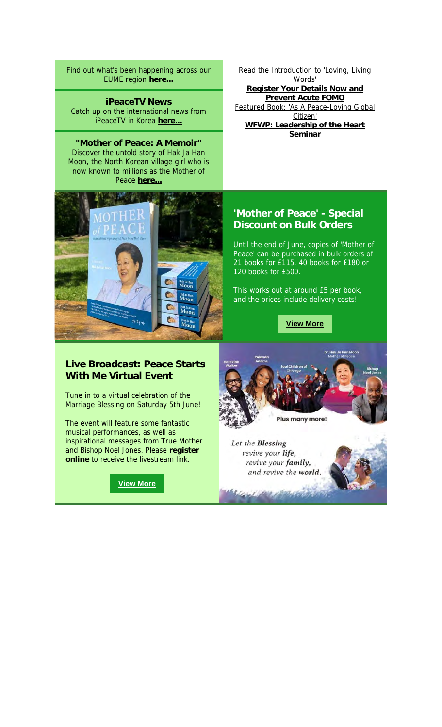Find out what's been happening across our EUME region **here...**

**iPeaceTV News**

Catch up on the international news from iPeaceTV in Korea **here...**

**"Mother of Peace: A Memoir"**

Discover the untold story of Hak Ja Han Moon, the North Korean village girl who is now known to millions as the Mother of Peace **here...**

Read the Introduction to 'Loving, Living Words'

**Register Your Details Now and Prevent Acute FOMO**

Featured Book: 'As A Peace-Loving Global Citizen'

**WFWP: Leadership of the Heart Seminar**

## 'Mother of Peace' - Special Discount on Bulk Orders

Until the end of June, copies of 'Mother of Peace' can be purchased in bulk orders of 21 books for £115, 40 books for £180 or 120 books for £500.

This works out at around £5 per book, and the prices include delivery costs!

**View More**

## Live Broadcast: Peace Starts With Me Virtual Event

Tune in to a virtual celebration of the Marriage Blessing on Saturday 5th June!

The event will feature some fantastic musical performances, as well as inspirational messages from True Mother and Bishop Noel Jones. Please **register online** to receive the livestream link.

**View More**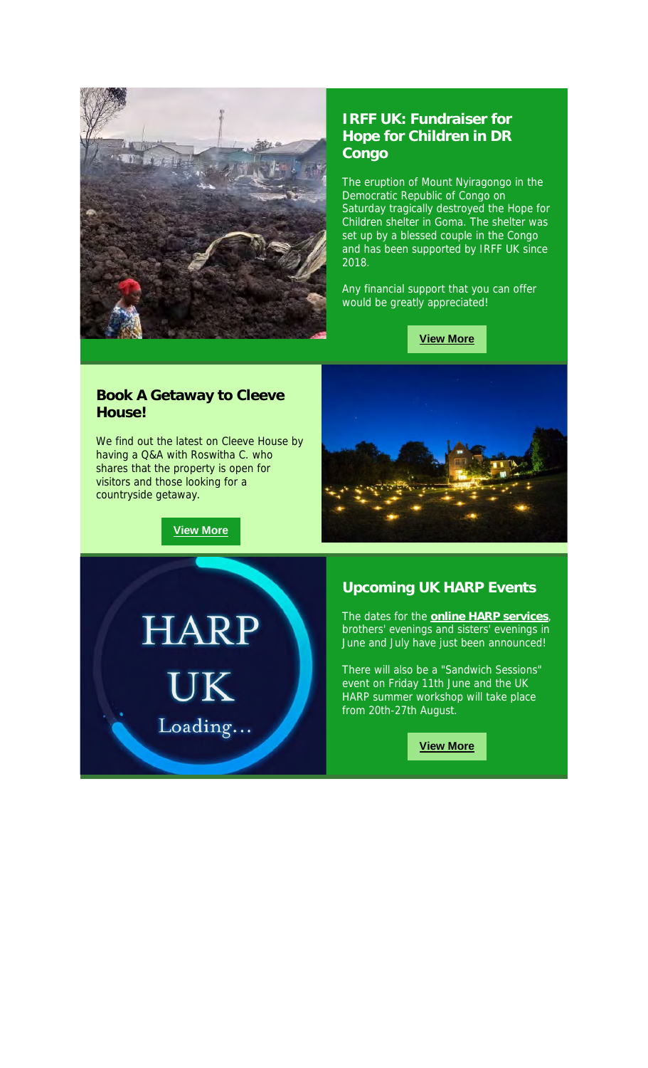## IRFF UK: Fundraiser for Hope for Children in DR Congo

The eruption of Mount Nyiragongo in the Democratic Republic of Congo on Saturday tragically destroyed the Hope for Children shelter in Goma. The shelter was set up by a blessed couple in the Congo and has been supported by IRFF UK since 2018.

Any financial support that you can offer would be greatly appreciated!

**View More**

## Book A Getaway to Cleeve House!

We find out the latest on Cleeve House by having a Q&A with Roswitha C. who shares that the property is open for visitors and those looking for a countryside getaway.

**View More**

HARP UK Loading...

## Upcoming UK HARP Events

The dates for the **online HARP services**, brothers' evenings and sisters' evenings in June and July have just been announced!

There will also be a "Sandwich Sessions" event on Friday 11th June and the UK HARP summer workshop will take place from 20th-27th August.

**View More**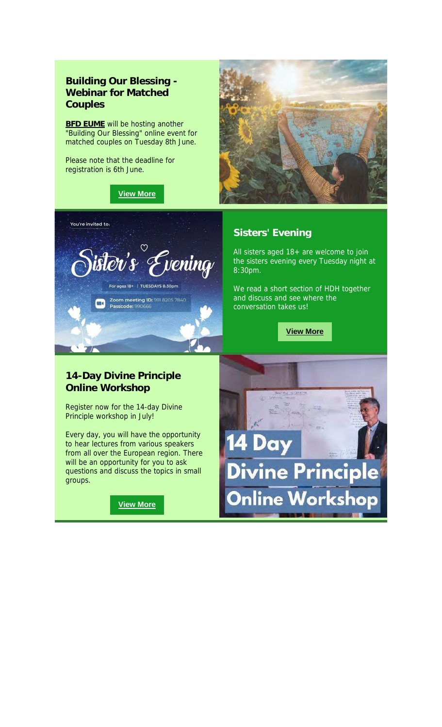### Building Our Blessing - Webinar for Matched Couples

**BFD EUME** will be hosting another "Building Our Blessing" online event for matched couples on Tuesday 8th June.

Please note that the deadline for registration is 6th June.

**View More**

### Sisters' Evening

All sisters aged 18+ are welcome to join the sisters evening every Tuesday night at 8:30pm.

We read a short section of HDH together and discuss and see where the conversation takes us!

**View More**

### 14-Day Divine Principle Online Workshop

Register now for the 14-day Divine Principle workshop in July!

Every day, you will have the opportunity to hear lectures from various speakers from all over the European region. There will be an opportunity for you to ask questions and discuss the topics in small groups.

**View More**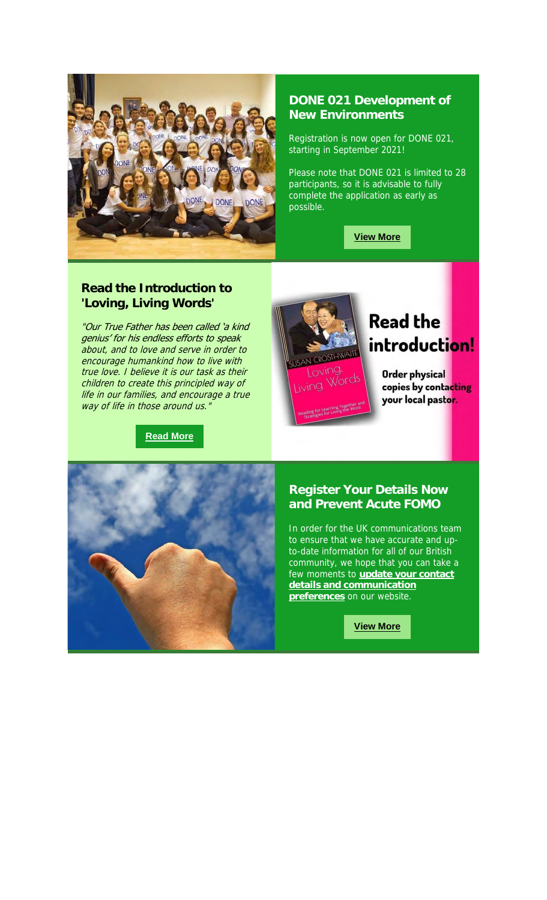## DONE 021 Development of New Environments

Registration is now open for DONE 021, starting in September 2021!

Please note that DONE 021 is limited to 28 participants, so it is advisable to fully complete the application as early as possible.

**View More**

## Read the Introduction to 'Loving, Living Words'

*"Our True Father has been called 'a kind genius' for his endless efforts to speak about, and to love and serve in order to encourage humankind how to live with true love. I believe it is our task as their children to create this principled way of life in our families, and encourage a true way of life in those around us."*

**Read More**

**Read the introduction!**

**Order physical copies by contacting your local pastor.**

## Register Your Details Now and Prevent Acute FOMO

In order for the UK communications team to ensure that we have accurate and up-to-date information for all of our British community, we hope that you can take a few moments to **update your contact details and communication preferences** on our website.

**View More**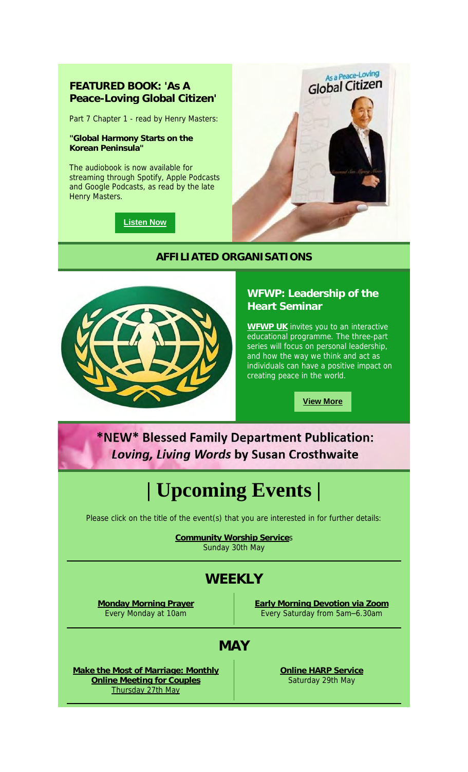## FEATURED BOOK: 'As A Peace-Loving Global Citizen'

Part 7 Chapter 1 - read by Henry Masters:

**"Global Harmony Starts on the Korean Peninsula"**

The audiobook is now available for streaming through Spotify, Apple Podcasts and Google Podcasts, as read by the late Henry Masters.

**Listen Now**

## AFFILIATED ORGANISATIONS

### WFWP: Leadership of the Heart Seminar

**WFWP UK** invites you to an interactive educational programme. The three-part series will focus on personal leadership, and how the way we think and act as individuals can have a positive impact on creating peace in the world.

**View More**

## *NEW* Blessed Family Department Publication: *Loving, Living Words* by Susan Crosthwaite

# | Upcoming Events |

Please click on the title of the event(s) that you are interested in for further details:

**Community Worship Services**
Sunday 30th May

## WEEKLY

**Monday Morning Prayer**
Every Monday at 10am

**Early Morning Devotion via Zoom**
Every Saturday from 5am–6.30am

## MAY

**Make the Most of Marriage: Monthly Online Meeting for Couples**
Thursday 27th May

**Online HARP Service**
Saturday 29th May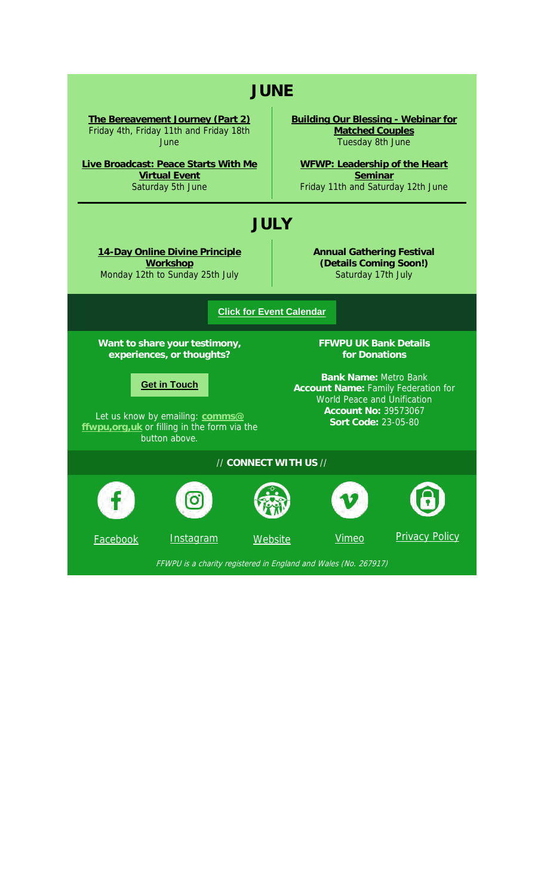## JUNE

**The Bereavement Journey (Part 2)**
Friday 4th, Friday 11th and Friday 18th June

**Live Broadcast: Peace Starts With Me Virtual Event**
Saturday 5th June

**Building Our Blessing - Webinar for Matched Couples**
Tuesday 8th June

**WFWP: Leadership of the Heart Seminar**
Friday 11th and Saturday 12th June

## JULY

**14-Day Online Divine Principle Workshop**
Monday 12th to Sunday 25th July

**Annual Gathering Festival (Details Coming Soon!)**
Saturday 17th July

**Click for Event Calendar**

**Want to share your testimony, experiences, or thoughts?**

**Get in Touch**

Let us know by emailing: **comms@ffwpu,org,uk** or filling in the form via the button above.

**FFWPU UK Bank Details for Donations**

**Bank Name:** Metro Bank
**Account Name:** Family Federation for World Peace and Unification
**Account No:** 39573067
**Sort Code:** 23-05-80

// **CONNECT WITH US** //

Facebook | Instagram | Website | Vimeo | Privacy Policy

*FFWPU is a charity registered in England and Wales (No. 267917)*